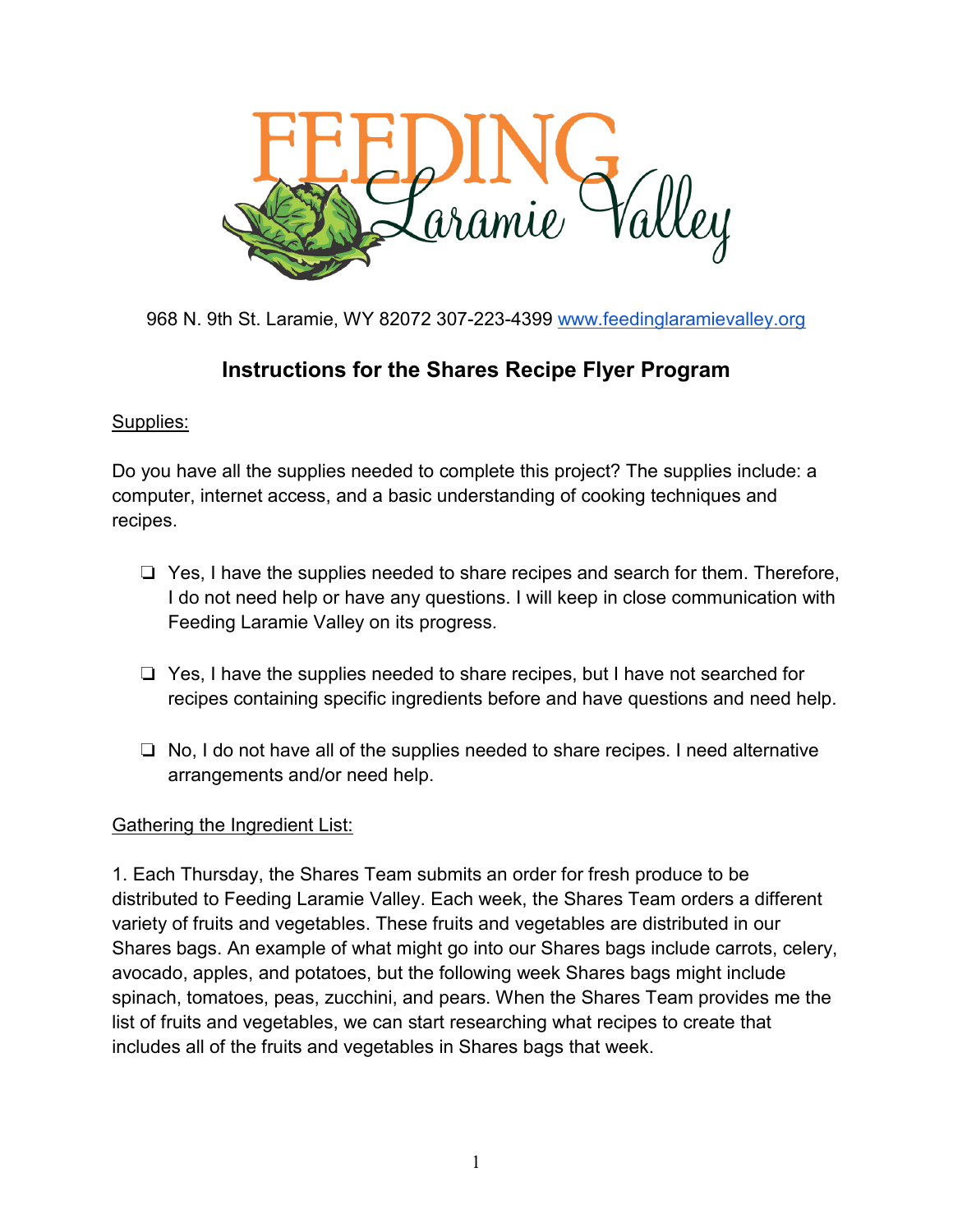# FEEDING Laramie Valley

968 N. 9th St. Laramie, WY 82072 307-223-4399 [www.feedinglaramievalley.org](http://www.feedinglaramievalley.org)

## Instructions for the Shares Recipe Flyer Program

Supplies:

Do you have all the supplies needed to complete this project? The supplies include: a computer, internet access, and a basic understanding of cooking techniques and recipes.

- ❏ Yes, I have the supplies needed to share recipes and search for them. Therefore, I do not need help or have any questions. I will keep in close communication with Feeding Laramie Valley on its progress.
- ❏ Yes, I have the supplies needed to share recipes, but I have not searched for recipes containing specific ingredients before and have questions and need help.
- ❏ No, I do not have all of the supplies needed to share recipes. I need alternative arrangements and/or need help.

Gathering the Ingredient List:

1. Each Thursday, the Shares Team submits an order for fresh produce to be distributed to Feeding Laramie Valley. Each week, the Shares Team orders a different variety of fruits and vegetables. These fruits and vegetables are distributed in our Shares bags. An example of what might go into our Shares bags include carrots, celery, avocado, apples, and potatoes, but the following week Shares bags might include spinach, tomatoes, peas, zucchini, and pears. When the Shares Team provides me the list of fruits and vegetables, we can start researching what recipes to create that includes all of the fruits and vegetables in Shares bags that week.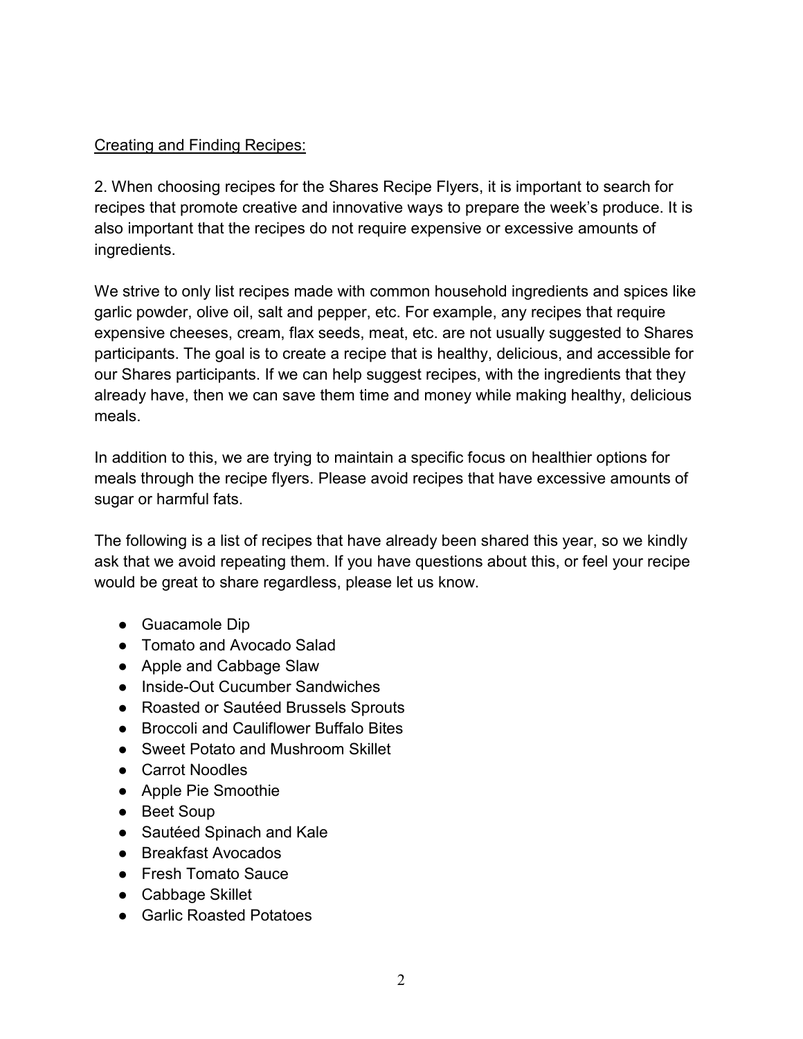<u>Creating and Finding Recipes:</u>

2. When choosing recipes for the Shares Recipe Flyers, it is important to search for recipes that promote creative and innovative ways to prepare the week's produce. It is also important that the recipes do not require expensive or excessive amounts of ingredients.

We strive to only list recipes made with common household ingredients and spices like garlic powder, olive oil, salt and pepper, etc. For example, any recipes that require expensive cheeses, cream, flax seeds, meat, etc. are not usually suggested to Shares participants. The goal is to create a recipe that is healthy, delicious, and accessible for our Shares participants. If we can help suggest recipes, with the ingredients that they already have, then we can save them time and money while making healthy, delicious meals.

In addition to this, we are trying to maintain a specific focus on healthier options for meals through the recipe flyers. Please avoid recipes that have excessive amounts of sugar or harmful fats.

The following is a list of recipes that have already been shared this year, so we kindly ask that we avoid repeating them. If you have questions about this, or feel your recipe would be great to share regardless, please let us know.

- Guacamole Dip
- Tomato and Avocado Salad
- Apple and Cabbage Slaw
- Inside-Out Cucumber Sandwiches
- Roasted or Sautéed Brussels Sprouts
- Broccoli and Cauliflower Buffalo Bites
- Sweet Potato and Mushroom Skillet
- Carrot Noodles
- Apple Pie Smoothie
- Beet Soup
- Sautéed Spinach and Kale
- Breakfast Avocados
- Fresh Tomato Sauce
- Cabbage Skillet
- Garlic Roasted Potatoes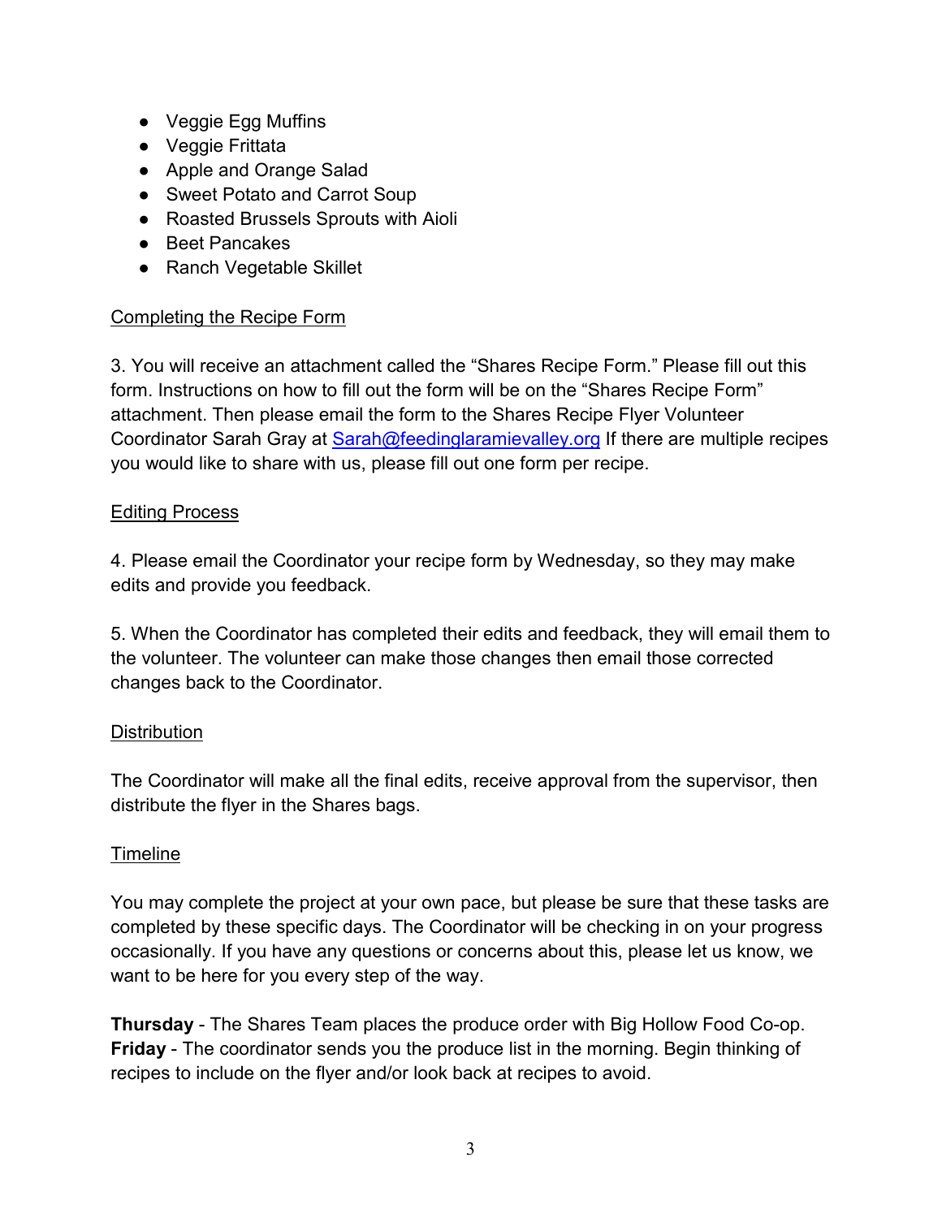- Veggie Egg Muffins
- Veggie Frittata
- Apple and Orange Salad
- Sweet Potato and Carrot Soup
- Roasted Brussels Sprouts with Aioli
- Beet Pancakes
- Ranch Vegetable Skillet

<u>Completing the Recipe Form</u>

3. You will receive an attachment called the "Shares Recipe Form." Please fill out this form. Instructions on how to fill out the form will be on the "Shares Recipe Form" attachment. Then please email the form to the Shares Recipe Flyer Volunteer Coordinator Sarah Gray at [Sarah@feedinglaramievalley.org](mailto:Sarah@feedinglaramievalley.org) If there are multiple recipes you would like to share with us, please fill out one form per recipe.

<u>Editing Process</u>

4. Please email the Coordinator your recipe form by Wednesday, so they may make edits and provide you feedback.

5. When the Coordinator has completed their edits and feedback, they will email them to the volunteer. The volunteer can make those changes then email those corrected changes back to the Coordinator.

<u>Distribution</u>

The Coordinator will make all the final edits, receive approval from the supervisor, then distribute the flyer in the Shares bags.

<u>Timeline</u>

You may complete the project at your own pace, but please be sure that these tasks are completed by these specific days. The Coordinator will be checking in on your progress occasionally. If you have any questions or concerns about this, please let us know, we want to be here for you every step of the way.

**Thursday** - The Shares Team places the produce order with Big Hollow Food Co-op.
**Friday** - The coordinator sends you the produce list in the morning. Begin thinking of recipes to include on the flyer and/or look back at recipes to avoid.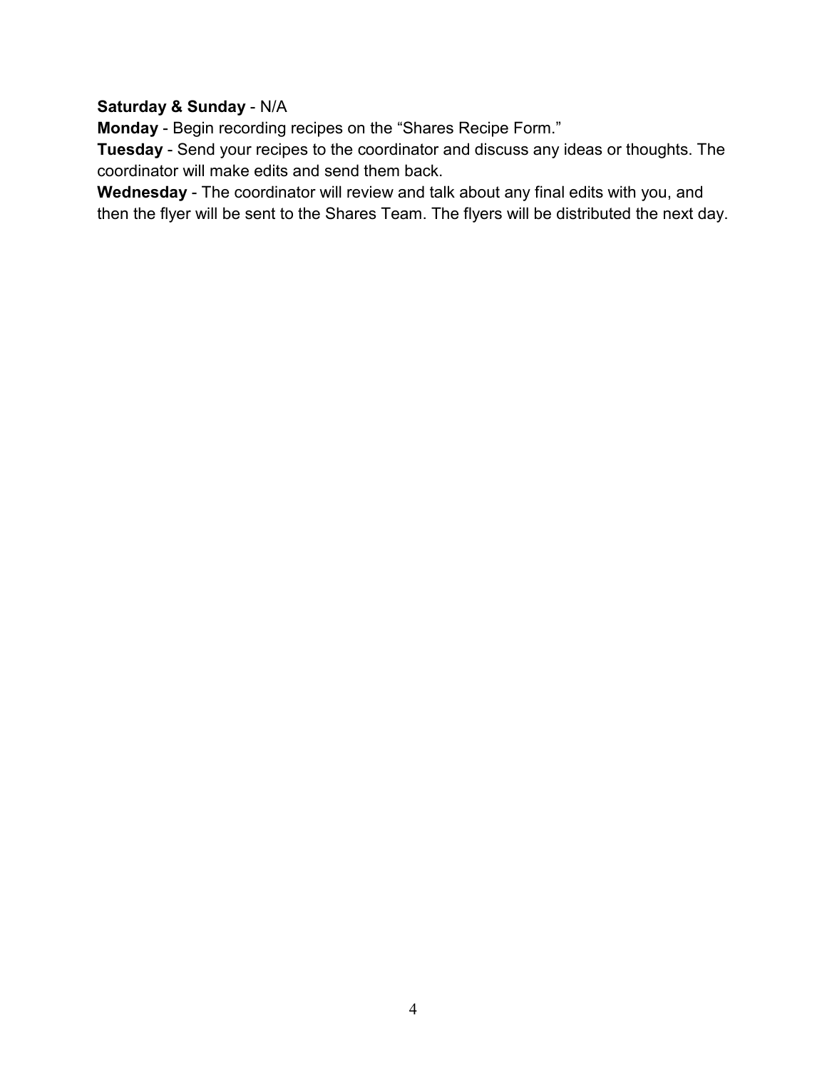**Saturday & Sunday** - N/A

**Monday** - Begin recording recipes on the "Shares Recipe Form."

**Tuesday** - Send your recipes to the coordinator and discuss any ideas or thoughts. The coordinator will make edits and send them back.

**Wednesday** - The coordinator will review and talk about any final edits with you, and then the flyer will be sent to the Shares Team. The flyers will be distributed the next day.